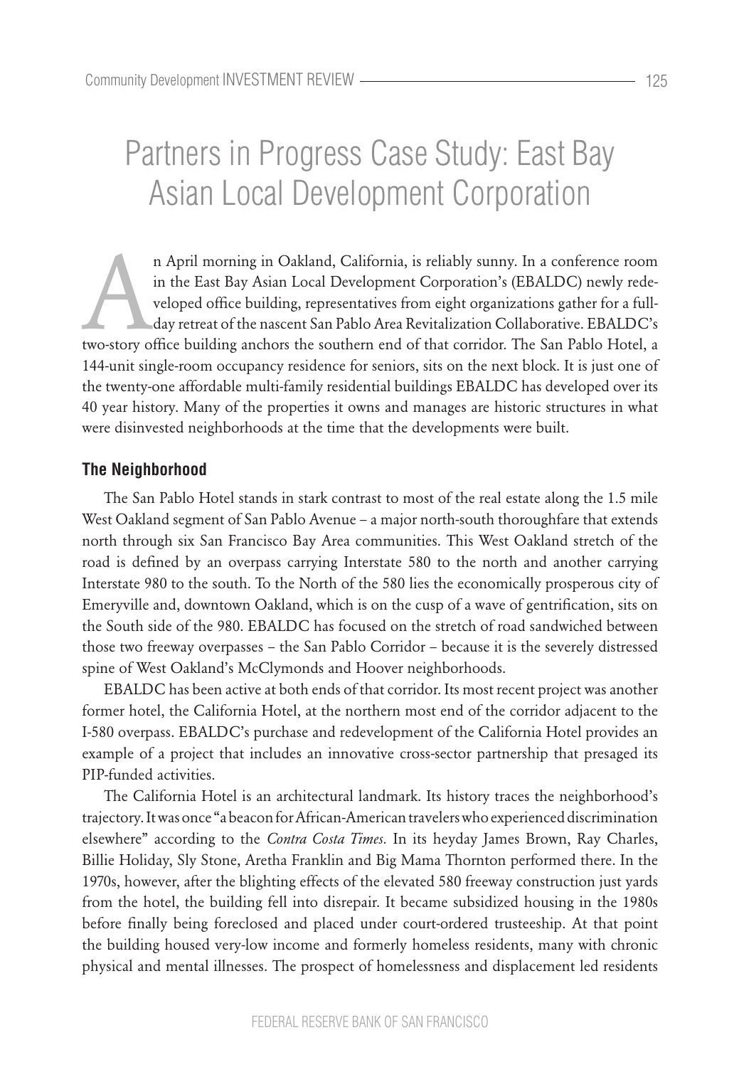# Partners in Progress Case Study: East Bay Asian Local Development Corporation

An April morning in Oakland, California, is reliably sunny. In a conference room in the East Bay Asian Local Development Corporation's (EBALDC) newly redeveloped office building, representatives from eight organizations gather for a full-day retreat of the nascent San Pablo Area Revitalization Collaborative. EBALDC's two-story office building anchors the southern end of that corridor. The San Pablo Hotel, a 144-unit single-room occupancy residence for seniors, sits on the next block. It is just one of the twenty-one affordable multi-family residential buildings EBALDC has developed over its 40 year history. Many of the properties it owns and manages are historic structures in what were disinvested neighborhoods at the time that the developments were built.

### The Neighborhood

The San Pablo Hotel stands in stark contrast to most of the real estate along the 1.5 mile West Oakland segment of San Pablo Avenue – a major north-south thoroughfare that extends north through six San Francisco Bay Area communities. This West Oakland stretch of the road is defined by an overpass carrying Interstate 580 to the north and another carrying Interstate 980 to the south. To the North of the 580 lies the economically prosperous city of Emeryville and, downtown Oakland, which is on the cusp of a wave of gentrification, sits on the South side of the 980. EBALDC has focused on the stretch of road sandwiched between those two freeway overpasses – the San Pablo Corridor – because it is the severely distressed spine of West Oakland's McClymonds and Hoover neighborhoods.

EBALDC has been active at both ends of that corridor. Its most recent project was another former hotel, the California Hotel, at the northern most end of the corridor adjacent to the I-580 overpass. EBALDC's purchase and redevelopment of the California Hotel provides an example of a project that includes an innovative cross-sector partnership that presaged its PIP-funded activities.

The California Hotel is an architectural landmark. Its history traces the neighborhood's trajectory. It was once "a beacon for African-American travelers who experienced discrimination elsewhere" according to the *Contra Costa Times.* In its heyday James Brown, Ray Charles, Billie Holiday, Sly Stone, Aretha Franklin and Big Mama Thornton performed there. In the 1970s, however, after the blighting effects of the elevated 580 freeway construction just yards from the hotel, the building fell into disrepair. It became subsidized housing in the 1980s before finally being foreclosed and placed under court-ordered trusteeship. At that point the building housed very-low income and formerly homeless residents, many with chronic physical and mental illnesses. The prospect of homelessness and displacement led residents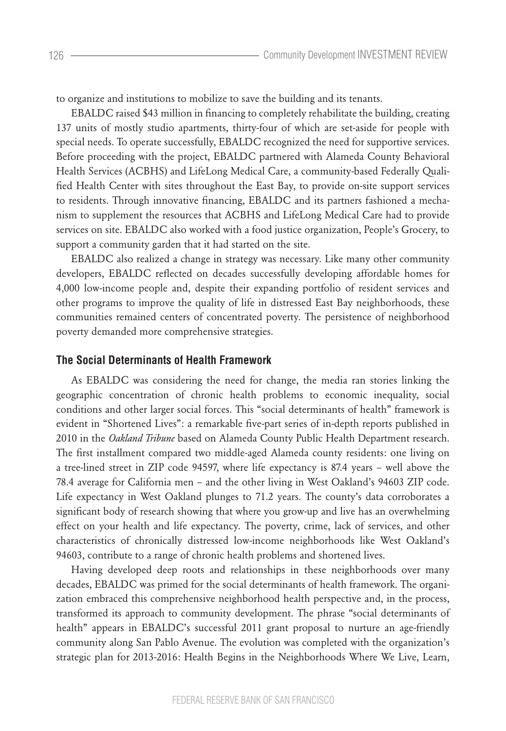to organize and institutions to mobilize to save the building and its tenants.

EBALDC raised $43 million in financing to completely rehabilitate the building, creating 137 units of mostly studio apartments, thirty-four of which are set-aside for people with special needs. To operate successfully, EBALDC recognized the need for supportive services. Before proceeding with the project, EBALDC partnered with Alameda County Behavioral Health Services (ACBHS) and LifeLong Medical Care, a community-based Federally Qualified Health Center with sites throughout the East Bay, to provide on-site support services to residents. Through innovative financing, EBALDC and its partners fashioned a mechanism to supplement the resources that ACBHS and LifeLong Medical Care had to provide services on site. EBALDC also worked with a food justice organization, People's Grocery, to support a community garden that it had started on the site.

EBALDC also realized a change in strategy was necessary. Like many other community developers, EBALDC reflected on decades successfully developing affordable homes for 4,000 low-income people and, despite their expanding portfolio of resident services and other programs to improve the quality of life in distressed East Bay neighborhoods, these communities remained centers of concentrated poverty. The persistence of neighborhood poverty demanded more comprehensive strategies.

## The Social Determinants of Health Framework

As EBALDC was considering the need for change, the media ran stories linking the geographic concentration of chronic health problems to economic inequality, social conditions and other larger social forces. This "social determinants of health" framework is evident in "Shortened Lives": a remarkable five-part series of in-depth reports published in 2010 in the *Oakland Tribune* based on Alameda County Public Health Department research. The first installment compared two middle-aged Alameda county residents: one living on a tree-lined street in ZIP code 94597, where life expectancy is 87.4 years – well above the 78.4 average for California men – and the other living in West Oakland's 94603 ZIP code. Life expectancy in West Oakland plunges to 71.2 years. The county's data corroborates a significant body of research showing that where you grow-up and live has an overwhelming effect on your health and life expectancy. The poverty, crime, lack of services, and other characteristics of chronically distressed low-income neighborhoods like West Oakland's 94603, contribute to a range of chronic health problems and shortened lives.

Having developed deep roots and relationships in these neighborhoods over many decades, EBALDC was primed for the social determinants of health framework. The organization embraced this comprehensive neighborhood health perspective and, in the process, transformed its approach to community development. The phrase "social determinants of health" appears in EBALDC's successful 2011 grant proposal to nurture an age-friendly community along San Pablo Avenue. The evolution was completed with the organization's strategic plan for 2013-2016: Health Begins in the Neighborhoods Where We Live, Learn,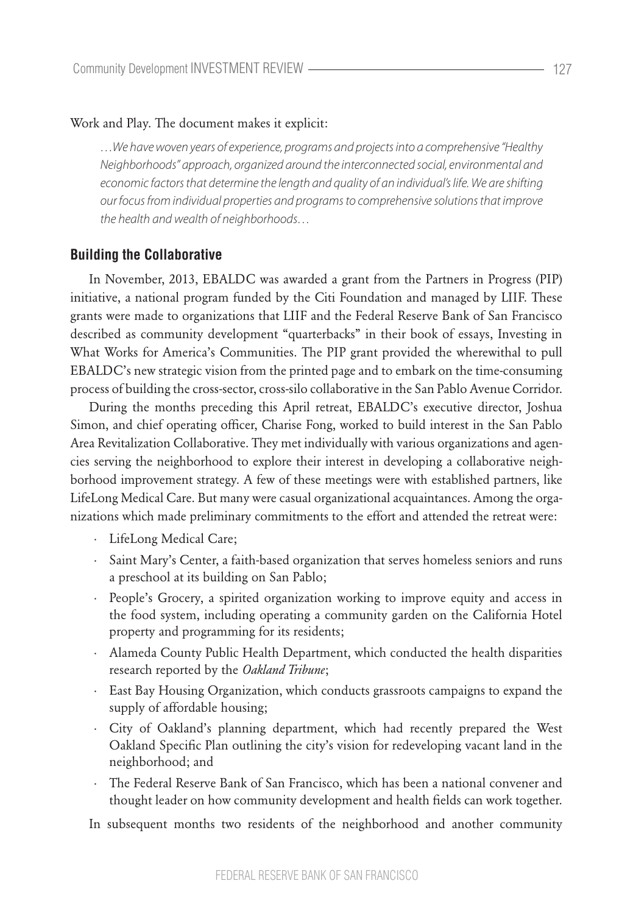Work and Play. The document makes it explicit:

> *…We have woven years of experience, programs and projects into a comprehensive "Healthy Neighborhoods" approach, organized around the interconnected social, environmental and economic factors that determine the length and quality of an individual's life. We are shifting our focus from individual properties and programs to comprehensive solutions that improve the health and wealth of neighborhoods…*

## Building the Collaborative

In November, 2013, EBALDC was awarded a grant from the Partners in Progress (PIP) initiative, a national program funded by the Citi Foundation and managed by LIIF. These grants were made to organizations that LIIF and the Federal Reserve Bank of San Francisco described as community development "quarterbacks" in their book of essays, Investing in What Works for America's Communities. The PIP grant provided the wherewithal to pull EBALDC's new strategic vision from the printed page and to embark on the time-consuming process of building the cross-sector, cross-silo collaborative in the San Pablo Avenue Corridor.

During the months preceding this April retreat, EBALDC's executive director, Joshua Simon, and chief operating officer, Charise Fong, worked to build interest in the San Pablo Area Revitalization Collaborative. They met individually with various organizations and agencies serving the neighborhood to explore their interest in developing a collaborative neighborhood improvement strategy. A few of these meetings were with established partners, like LifeLong Medical Care. But many were casual organizational acquaintances. Among the organizations which made preliminary commitments to the effort and attended the retreat were:

- LifeLong Medical Care;
- Saint Mary's Center, a faith-based organization that serves homeless seniors and runs a preschool at its building on San Pablo;
- People's Grocery, a spirited organization working to improve equity and access in the food system, including operating a community garden on the California Hotel property and programming for its residents;
- Alameda County Public Health Department, which conducted the health disparities research reported by the *Oakland Tribune*;
- East Bay Housing Organization, which conducts grassroots campaigns to expand the supply of affordable housing;
- City of Oakland's planning department, which had recently prepared the West Oakland Specific Plan outlining the city's vision for redeveloping vacant land in the neighborhood; and
- The Federal Reserve Bank of San Francisco, which has been a national convener and thought leader on how community development and health fields can work together.

In subsequent months two residents of the neighborhood and another community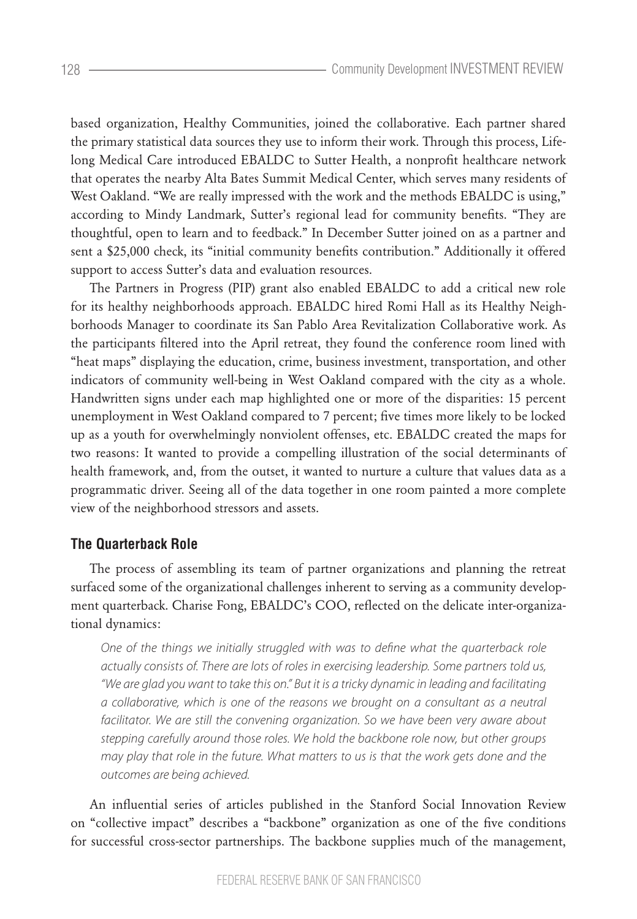based organization, Healthy Communities, joined the collaborative. Each partner shared the primary statistical data sources they use to inform their work. Through this process, Lifelong Medical Care introduced EBALDC to Sutter Health, a nonprofit healthcare network that operates the nearby Alta Bates Summit Medical Center, which serves many residents of West Oakland. "We are really impressed with the work and the methods EBALDC is using," according to Mindy Landmark, Sutter's regional lead for community benefits. "They are thoughtful, open to learn and to feedback." In December Sutter joined on as a partner and sent a $25,000 check, its "initial community benefits contribution." Additionally it offered support to access Sutter's data and evaluation resources.

The Partners in Progress (PIP) grant also enabled EBALDC to add a critical new role for its healthy neighborhoods approach. EBALDC hired Romi Hall as its Healthy Neighborhoods Manager to coordinate its San Pablo Area Revitalization Collaborative work. As the participants filtered into the April retreat, they found the conference room lined with "heat maps" displaying the education, crime, business investment, transportation, and other indicators of community well-being in West Oakland compared with the city as a whole. Handwritten signs under each map highlighted one or more of the disparities: 15 percent unemployment in West Oakland compared to 7 percent; five times more likely to be locked up as a youth for overwhelmingly nonviolent offenses, etc. EBALDC created the maps for two reasons: It wanted to provide a compelling illustration of the social determinants of health framework, and, from the outset, it wanted to nurture a culture that values data as a programmatic driver. Seeing all of the data together in one room painted a more complete view of the neighborhood stressors and assets.

### The Quarterback Role

The process of assembling its team of partner organizations and planning the retreat surfaced some of the organizational challenges inherent to serving as a community development quarterback. Charise Fong, EBALDC's COO, reflected on the delicate inter-organizational dynamics:

> *One of the things we initially struggled with was to define what the quarterback role actually consists of. There are lots of roles in exercising leadership. Some partners told us, "We are glad you want to take this on." But it is a tricky dynamic in leading and facilitating a collaborative, which is one of the reasons we brought on a consultant as a neutral facilitator. We are still the convening organization. So we have been very aware about stepping carefully around those roles. We hold the backbone role now, but other groups may play that role in the future. What matters to us is that the work gets done and the outcomes are being achieved.*

An influential series of articles published in the Stanford Social Innovation Review on "collective impact" describes a "backbone" organization as one of the five conditions for successful cross-sector partnerships. The backbone supplies much of the management,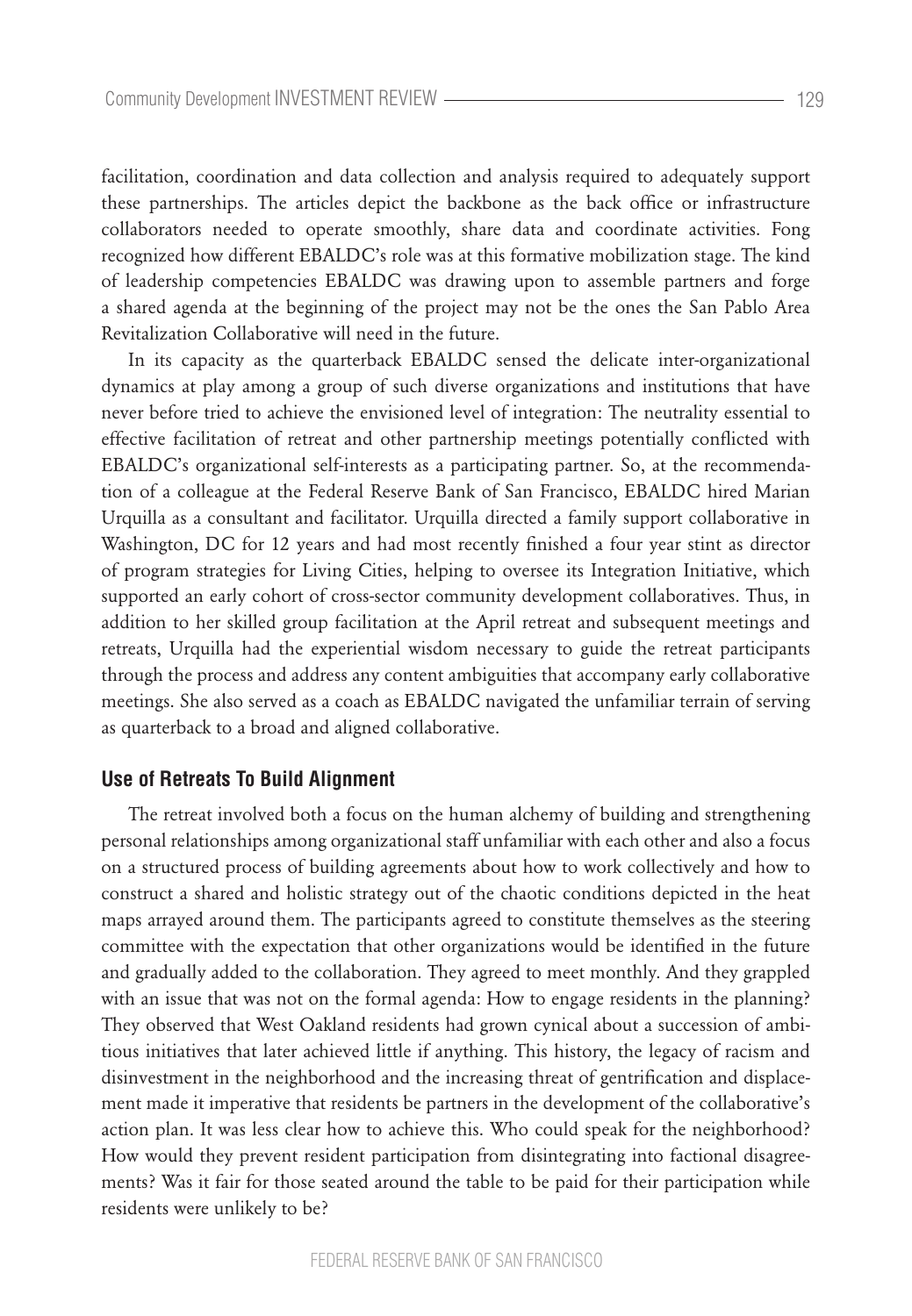facilitation, coordination and data collection and analysis required to adequately support these partnerships. The articles depict the backbone as the back office or infrastructure collaborators needed to operate smoothly, share data and coordinate activities. Fong recognized how different EBALDC's role was at this formative mobilization stage. The kind of leadership competencies EBALDC was drawing upon to assemble partners and forge a shared agenda at the beginning of the project may not be the ones the San Pablo Area Revitalization Collaborative will need in the future.

In its capacity as the quarterback EBALDC sensed the delicate inter-organizational dynamics at play among a group of such diverse organizations and institutions that have never before tried to achieve the envisioned level of integration: The neutrality essential to effective facilitation of retreat and other partnership meetings potentially conflicted with EBALDC's organizational self-interests as a participating partner. So, at the recommendation of a colleague at the Federal Reserve Bank of San Francisco, EBALDC hired Marian Urquilla as a consultant and facilitator. Urquilla directed a family support collaborative in Washington, DC for 12 years and had most recently finished a four year stint as director of program strategies for Living Cities, helping to oversee its Integration Initiative, which supported an early cohort of cross-sector community development collaboratives. Thus, in addition to her skilled group facilitation at the April retreat and subsequent meetings and retreats, Urquilla had the experiential wisdom necessary to guide the retreat participants through the process and address any content ambiguities that accompany early collaborative meetings. She also served as a coach as EBALDC navigated the unfamiliar terrain of serving as quarterback to a broad and aligned collaborative.

### Use of Retreats To Build Alignment

The retreat involved both a focus on the human alchemy of building and strengthening personal relationships among organizational staff unfamiliar with each other and also a focus on a structured process of building agreements about how to work collectively and how to construct a shared and holistic strategy out of the chaotic conditions depicted in the heat maps arrayed around them. The participants agreed to constitute themselves as the steering committee with the expectation that other organizations would be identified in the future and gradually added to the collaboration. They agreed to meet monthly. And they grappled with an issue that was not on the formal agenda: How to engage residents in the planning? They observed that West Oakland residents had grown cynical about a succession of ambitious initiatives that later achieved little if anything. This history, the legacy of racism and disinvestment in the neighborhood and the increasing threat of gentrification and displacement made it imperative that residents be partners in the development of the collaborative's action plan. It was less clear how to achieve this. Who could speak for the neighborhood? How would they prevent resident participation from disintegrating into factional disagreements? Was it fair for those seated around the table to be paid for their participation while residents were unlikely to be?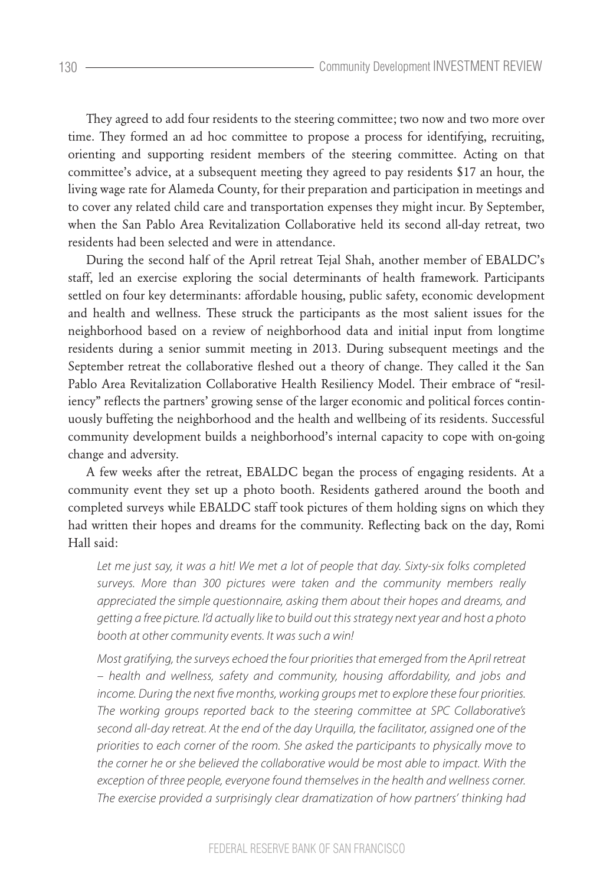They agreed to add four residents to the steering committee; two now and two more over time. They formed an ad hoc committee to propose a process for identifying, recruiting, orienting and supporting resident members of the steering committee. Acting on that committee's advice, at a subsequent meeting they agreed to pay residents $17 an hour, the living wage rate for Alameda County, for their preparation and participation in meetings and to cover any related child care and transportation expenses they might incur. By September, when the San Pablo Area Revitalization Collaborative held its second all-day retreat, two residents had been selected and were in attendance.

During the second half of the April retreat Tejal Shah, another member of EBALDC's staff, led an exercise exploring the social determinants of health framework. Participants settled on four key determinants: affordable housing, public safety, economic development and health and wellness. These struck the participants as the most salient issues for the neighborhood based on a review of neighborhood data and initial input from longtime residents during a senior summit meeting in 2013. During subsequent meetings and the September retreat the collaborative fleshed out a theory of change. They called it the San Pablo Area Revitalization Collaborative Health Resiliency Model. Their embrace of "resiliency" reflects the partners' growing sense of the larger economic and political forces continuously buffeting the neighborhood and the health and wellbeing of its residents. Successful community development builds a neighborhood's internal capacity to cope with on-going change and adversity.

A few weeks after the retreat, EBALDC began the process of engaging residents. At a community event they set up a photo booth. Residents gathered around the booth and completed surveys while EBALDC staff took pictures of them holding signs on which they had written their hopes and dreams for the community. Reflecting back on the day, Romi Hall said:

> *Let me just say, it was a hit! We met a lot of people that day. Sixty-six folks completed surveys. More than 300 pictures were taken and the community members really appreciated the simple questionnaire, asking them about their hopes and dreams, and getting a free picture. I'd actually like to build out this strategy next year and host a photo booth at other community events. It was such a win!*
>
> *Most gratifying, the surveys echoed the four priorities that emerged from the April retreat – health and wellness, safety and community, housing affordability, and jobs and income. During the next five months, working groups met to explore these four priorities. The working groups reported back to the steering committee at SPC Collaborative's second all-day retreat. At the end of the day Urquilla, the facilitator, assigned one of the priorities to each corner of the room. She asked the participants to physically move to the corner he or she believed the collaborative would be most able to impact. With the exception of three people, everyone found themselves in the health and wellness corner. The exercise provided a surprisingly clear dramatization of how partners' thinking had*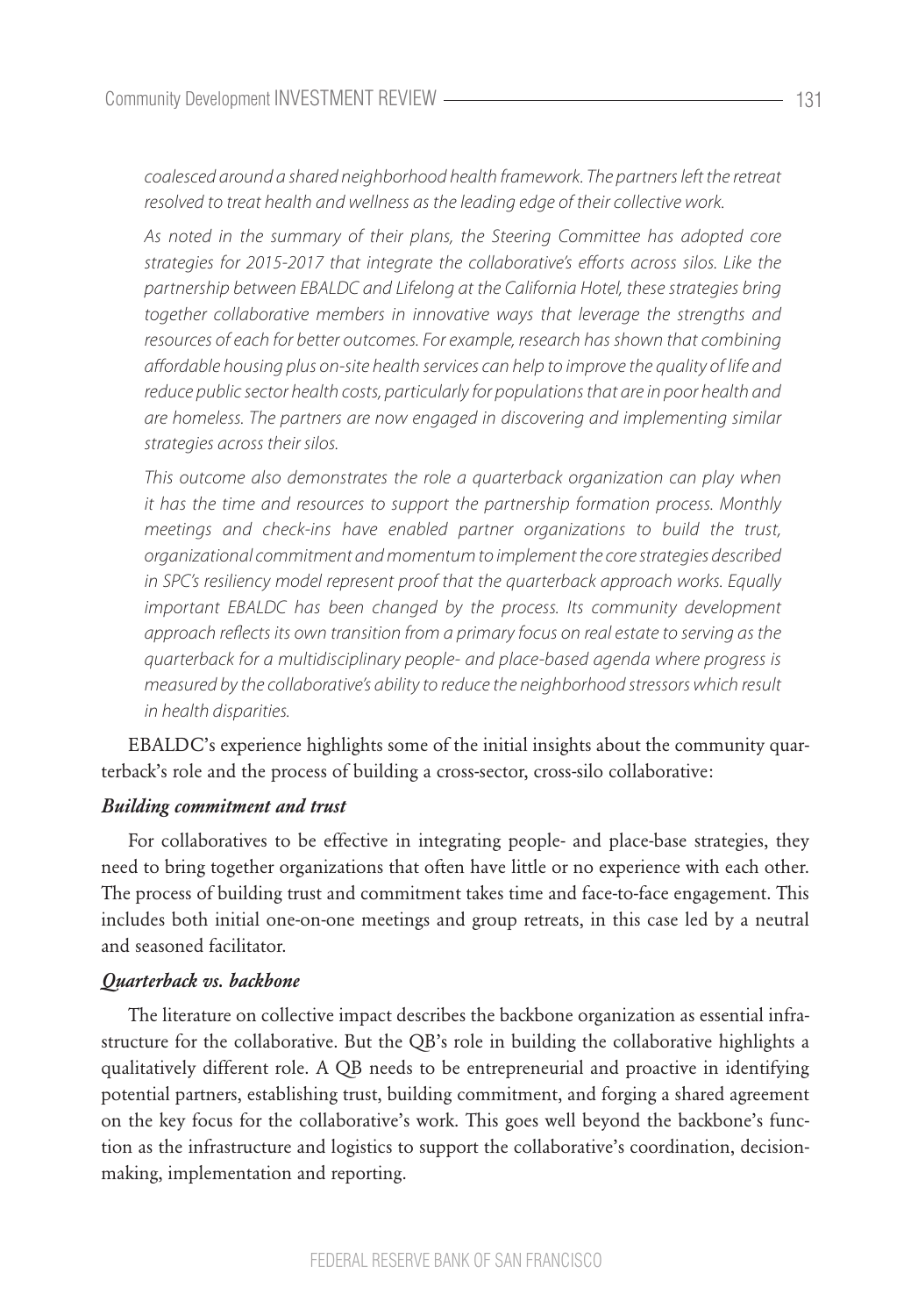*coalesced around a shared neighborhood health framework. The partners left the retreat resolved to treat health and wellness as the leading edge of their collective work.*

*As noted in the summary of their plans, the Steering Committee has adopted core strategies for 2015-2017 that integrate the collaborative's efforts across silos. Like the partnership between EBALDC and Lifelong at the California Hotel, these strategies bring together collaborative members in innovative ways that leverage the strengths and resources of each for better outcomes. For example, research has shown that combining affordable housing plus on-site health services can help to improve the quality of life and reduce public sector health costs, particularly for populations that are in poor health and are homeless. The partners are now engaged in discovering and implementing similar strategies across their silos.*

*This outcome also demonstrates the role a quarterback organization can play when it has the time and resources to support the partnership formation process. Monthly meetings and check-ins have enabled partner organizations to build the trust, organizational commitment and momentum to implement the core strategies described in SPC's resiliency model represent proof that the quarterback approach works. Equally important EBALDC has been changed by the process. Its community development approach reflects its own transition from a primary focus on real estate to serving as the quarterback for a multidisciplinary people- and place-based agenda where progress is measured by the collaborative's ability to reduce the neighborhood stressors which result in health disparities.*

EBALDC's experience highlights some of the initial insights about the community quarterback's role and the process of building a cross-sector, cross-silo collaborative:

***Building commitment and trust***

For collaboratives to be effective in integrating people- and place-base strategies, they need to bring together organizations that often have little or no experience with each other. The process of building trust and commitment takes time and face-to-face engagement. This includes both initial one-on-one meetings and group retreats, in this case led by a neutral and seasoned facilitator.

***Quarterback vs. backbone***

The literature on collective impact describes the backbone organization as essential infrastructure for the collaborative. But the QB's role in building the collaborative highlights a qualitatively different role. A QB needs to be entrepreneurial and proactive in identifying potential partners, establishing trust, building commitment, and forging a shared agreement on the key focus for the collaborative's work. This goes well beyond the backbone's function as the infrastructure and logistics to support the collaborative's coordination, decision-making, implementation and reporting.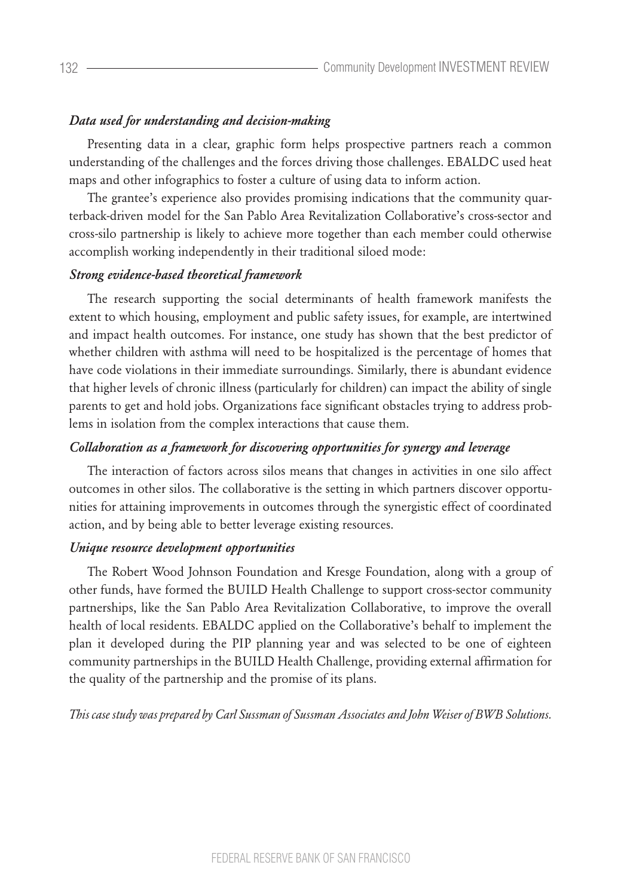***Data used for understanding and decision-making***

Presenting data in a clear, graphic form helps prospective partners reach a common understanding of the challenges and the forces driving those challenges. EBALDC used heat maps and other infographics to foster a culture of using data to inform action.

The grantee's experience also provides promising indications that the community quarterback-driven model for the San Pablo Area Revitalization Collaborative's cross-sector and cross-silo partnership is likely to achieve more together than each member could otherwise accomplish working independently in their traditional siloed mode:

***Strong evidence-based theoretical framework***

The research supporting the social determinants of health framework manifests the extent to which housing, employment and public safety issues, for example, are intertwined and impact health outcomes. For instance, one study has shown that the best predictor of whether children with asthma will need to be hospitalized is the percentage of homes that have code violations in their immediate surroundings. Similarly, there is abundant evidence that higher levels of chronic illness (particularly for children) can impact the ability of single parents to get and hold jobs. Organizations face significant obstacles trying to address problems in isolation from the complex interactions that cause them.

***Collaboration as a framework for discovering opportunities for synergy and leverage***

The interaction of factors across silos means that changes in activities in one silo affect outcomes in other silos. The collaborative is the setting in which partners discover opportunities for attaining improvements in outcomes through the synergistic effect of coordinated action, and by being able to better leverage existing resources.

***Unique resource development opportunities***

The Robert Wood Johnson Foundation and Kresge Foundation, along with a group of other funds, have formed the BUILD Health Challenge to support cross-sector community partnerships, like the San Pablo Area Revitalization Collaborative, to improve the overall health of local residents. EBALDC applied on the Collaborative's behalf to implement the plan it developed during the PIP planning year and was selected to be one of eighteen community partnerships in the BUILD Health Challenge, providing external affirmation for the quality of the partnership and the promise of its plans.

*This case study was prepared by Carl Sussman of Sussman Associates and John Weiser of BWB Solutions.*